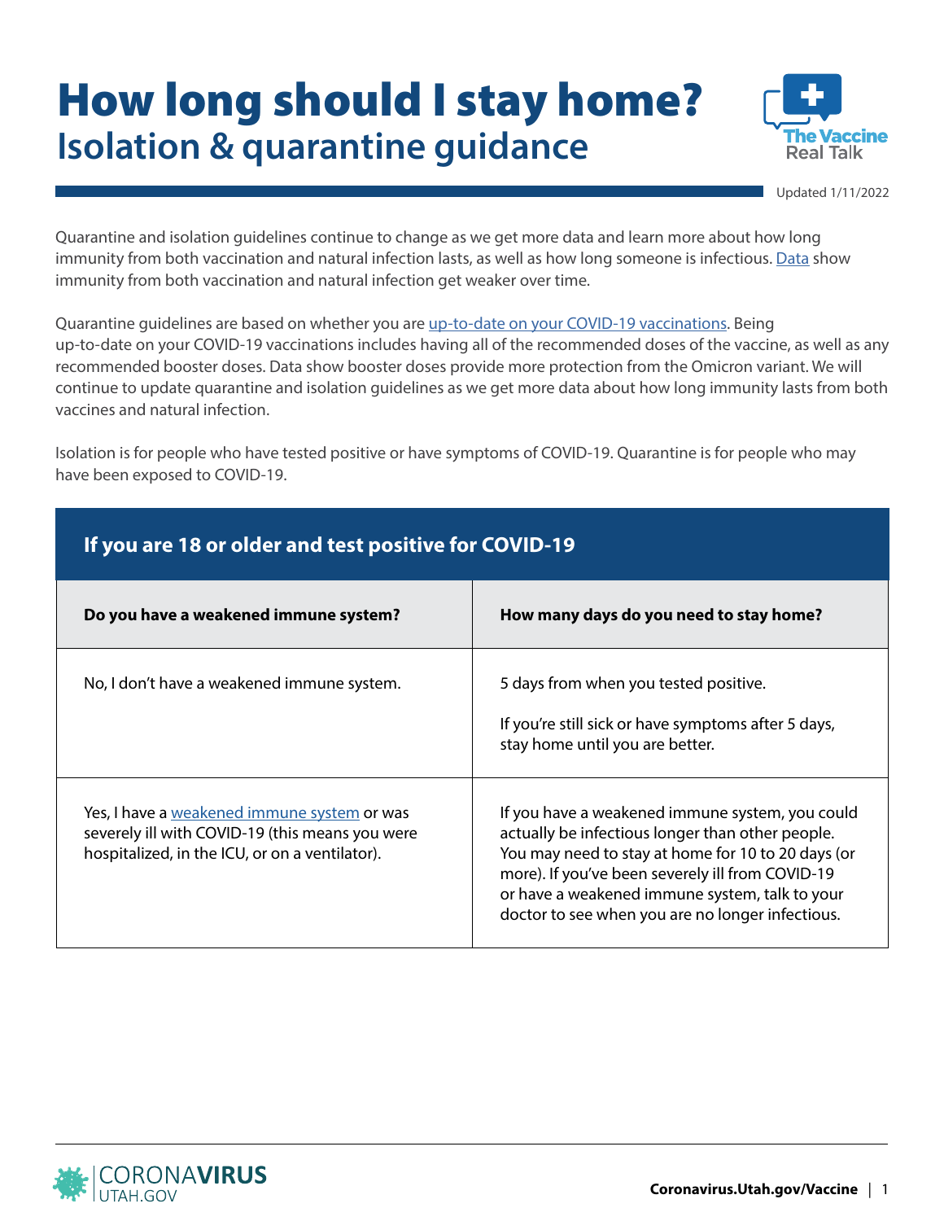# How long should I stay home?

## Isolation & quarantine guidance

Updated 1/11/2022

Quarantine and isolation guidelines continue to change as we get more data and learn more about how long immunity from both vaccination and natural infection lasts, as well as how long someone is infectious. Data show immunity from both vaccination and natural infection get weaker over time.

Quarantine guidelines are based on whether you are up-to-date on your COVID-19 vaccinations. Being up-to-date on your COVID-19 vaccinations includes having all of the recommended doses of the vaccine, as well as any recommended booster doses. Data show booster doses provide more protection from the Omicron variant. We will continue to update quarantine and isolation guidelines as we get more data about how long immunity lasts from both vaccines and natural infection.

Isolation is for people who have tested positive or have symptoms of COVID-19. Quarantine is for people who may have been exposed to COVID-19.

### If you are 18 or older and test positive for COVID-19

| Do you have a weakened immune system? | How many days do you need to stay home? |
|---|---|
| No, I don't have a weakened immune system. | 5 days from when you tested positive.<br><br>If you're still sick or have symptoms after 5 days, stay home until you are better. |
| Yes, I have a weakened immune system or was severely ill with COVID-19 (this means you were hospitalized, in the ICU, or on a ventilator). | If you have a weakened immune system, you could actually be infectious longer than other people. You may need to stay at home for 10 to 20 days (or more). If you've been severely ill from COVID-19 or have a weakened immune system, talk to your doctor to see when you are no longer infectious. |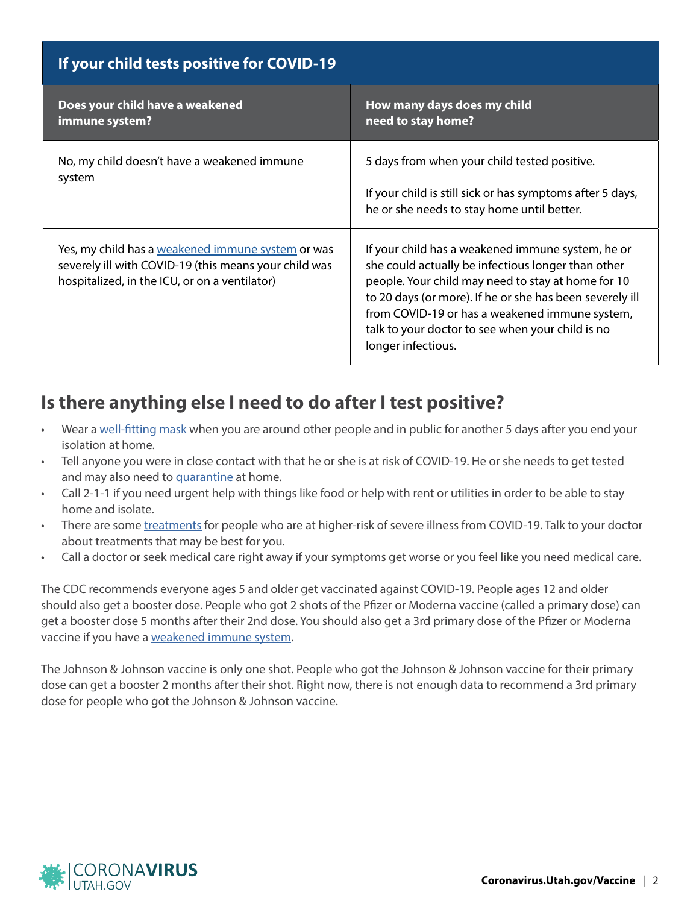## If your child tests positive for COVID-19

| Does your child have a weakened immune system? | How many days does my child need to stay home? |
| --- | --- |
| No, my child doesn't have a weakened immune system | 5 days from when your child tested positive.<br><br>If your child is still sick or has symptoms after 5 days, he or she needs to stay home until better. |
| Yes, my child has a weakened immune system or was severely ill with COVID-19 (this means your child was hospitalized, in the ICU, or on a ventilator) | If your child has a weakened immune system, he or she could actually be infectious longer than other people. Your child may need to stay at home for 10 to 20 days (or more). If he or she has been severely ill from COVID-19 or has a weakened immune system, talk to your doctor to see when your child is no longer infectious. |

## Is there anything else I need to do after I test positive?

- Wear a well-fitting mask when you are around other people and in public for another 5 days after you end your isolation at home.
- Tell anyone you were in close contact with that he or she is at risk of COVID-19. He or she needs to get tested and may also need to quarantine at home.
- Call 2-1-1 if you need urgent help with things like food or help with rent or utilities in order to be able to stay home and isolate.
- There are some treatments for people who are at higher-risk of severe illness from COVID-19. Talk to your doctor about treatments that may be best for you.
- Call a doctor or seek medical care right away if your symptoms get worse or you feel like you need medical care.

The CDC recommends everyone ages 5 and older get vaccinated against COVID-19. People ages 12 and older should also get a booster dose. People who got 2 shots of the Pfizer or Moderna vaccine (called a primary dose) can get a booster dose 5 months after their 2nd dose. You should also get a 3rd primary dose of the Pfizer or Moderna vaccine if you have a weakened immune system.

The Johnson & Johnson vaccine is only one shot. People who got the Johnson & Johnson vaccine for their primary dose can get a booster 2 months after their shot. Right now, there is not enough data to recommend a 3rd primary dose for people who got the Johnson & Johnson vaccine.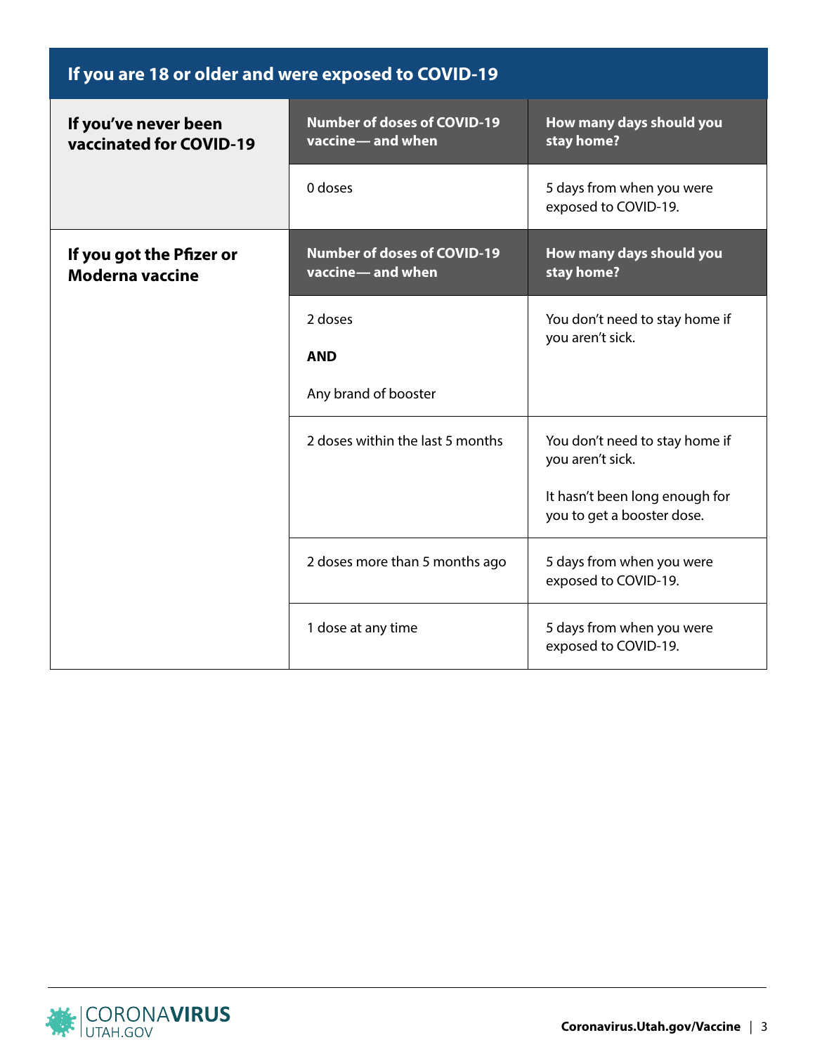## If you are 18 or older and were exposed to COVID-19

| | Number of doses of COVID-19 vaccine— and when | How many days should you stay home? |
|---|---|---|
| **If you've never been vaccinated for COVID-19** | 0 doses | 5 days from when you were exposed to COVID-19. |

| | Number of doses of COVID-19 vaccine— and when | How many days should you stay home? |
|---|---|---|
| **If you got the Pfizer or Moderna vaccine** | 2 doses **AND** Any brand of booster | You don't need to stay home if you aren't sick. |
| | 2 doses within the last 5 months | You don't need to stay home if you aren't sick. It hasn't been long enough for you to get a booster dose. |
| | 2 doses more than 5 months ago | 5 days from when you were exposed to COVID-19. |
| | 1 dose at any time | 5 days from when you were exposed to COVID-19. |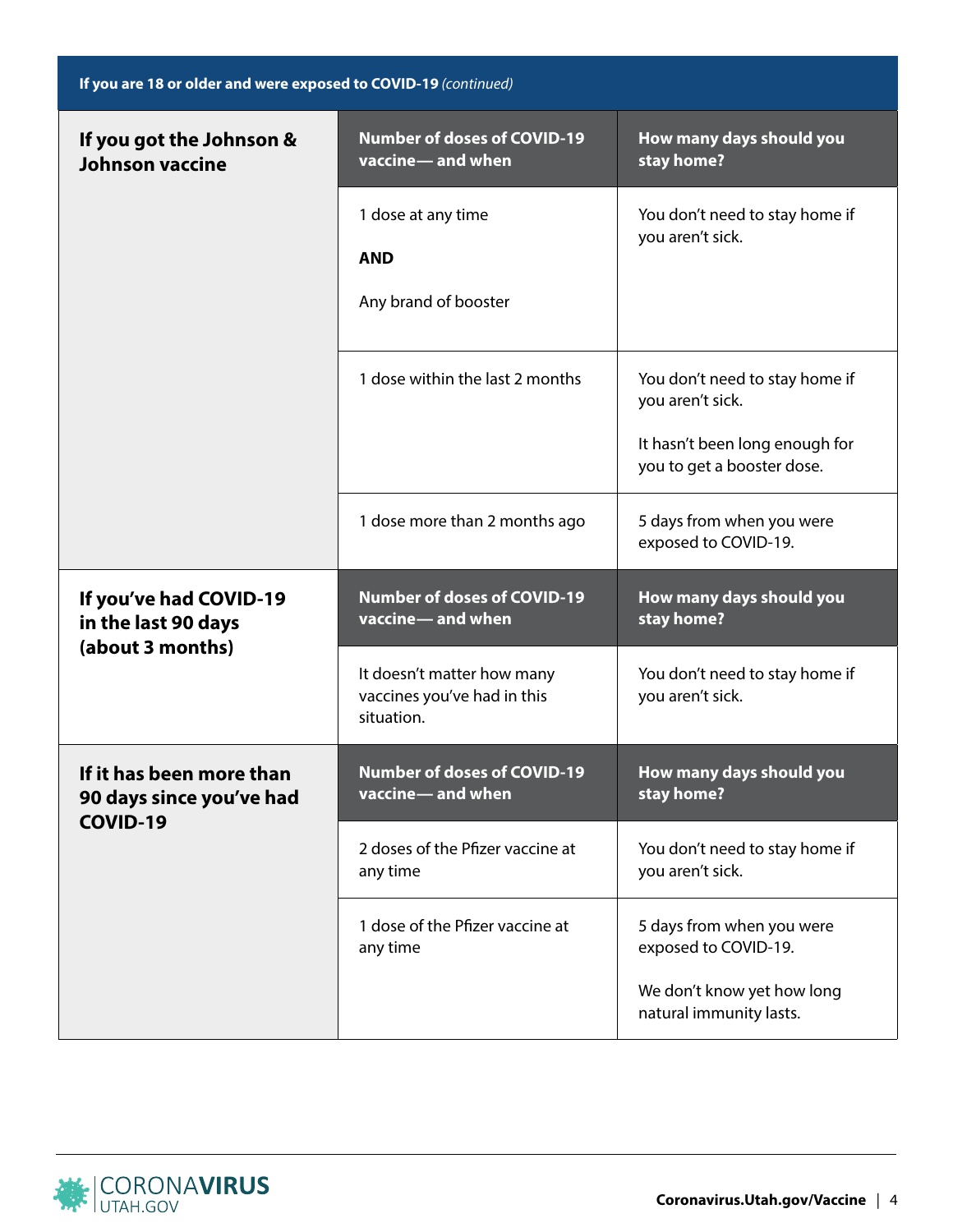**If you are 18 or older and were exposed to COVID-19** *(continued)*

| If you got the Johnson & Johnson vaccine | Number of doses of COVID-19 vaccine— and when | How many days should you stay home? |
| --- | --- | --- |
| | 1 dose at any time<br><br>**AND**<br><br>Any brand of booster | You don't need to stay home if you aren't sick. |
| | 1 dose within the last 2 months | You don't need to stay home if you aren't sick.<br><br>It hasn't been long enough for you to get a booster dose. |
| | 1 dose more than 2 months ago | 5 days from when you were exposed to COVID-19. |

| If you've had COVID-19 in the last 90 days (about 3 months) | Number of doses of COVID-19 vaccine— and when | How many days should you stay home? |
| --- | --- | --- |
| | It doesn't matter how many vaccines you've had in this situation. | You don't need to stay home if you aren't sick. |

| If it has been more than 90 days since you've had COVID-19 | Number of doses of COVID-19 vaccine— and when | How many days should you stay home? |
| --- | --- | --- |
| | 2 doses of the Pfizer vaccine at any time | You don't need to stay home if you aren't sick. |
| | 1 dose of the Pfizer vaccine at any time | 5 days from when you were exposed to COVID-19.<br><br>We don't know yet how long natural immunity lasts. |

CORONAVIRUS UTAH.GOV

**Coronavirus.Utah.gov/Vaccine**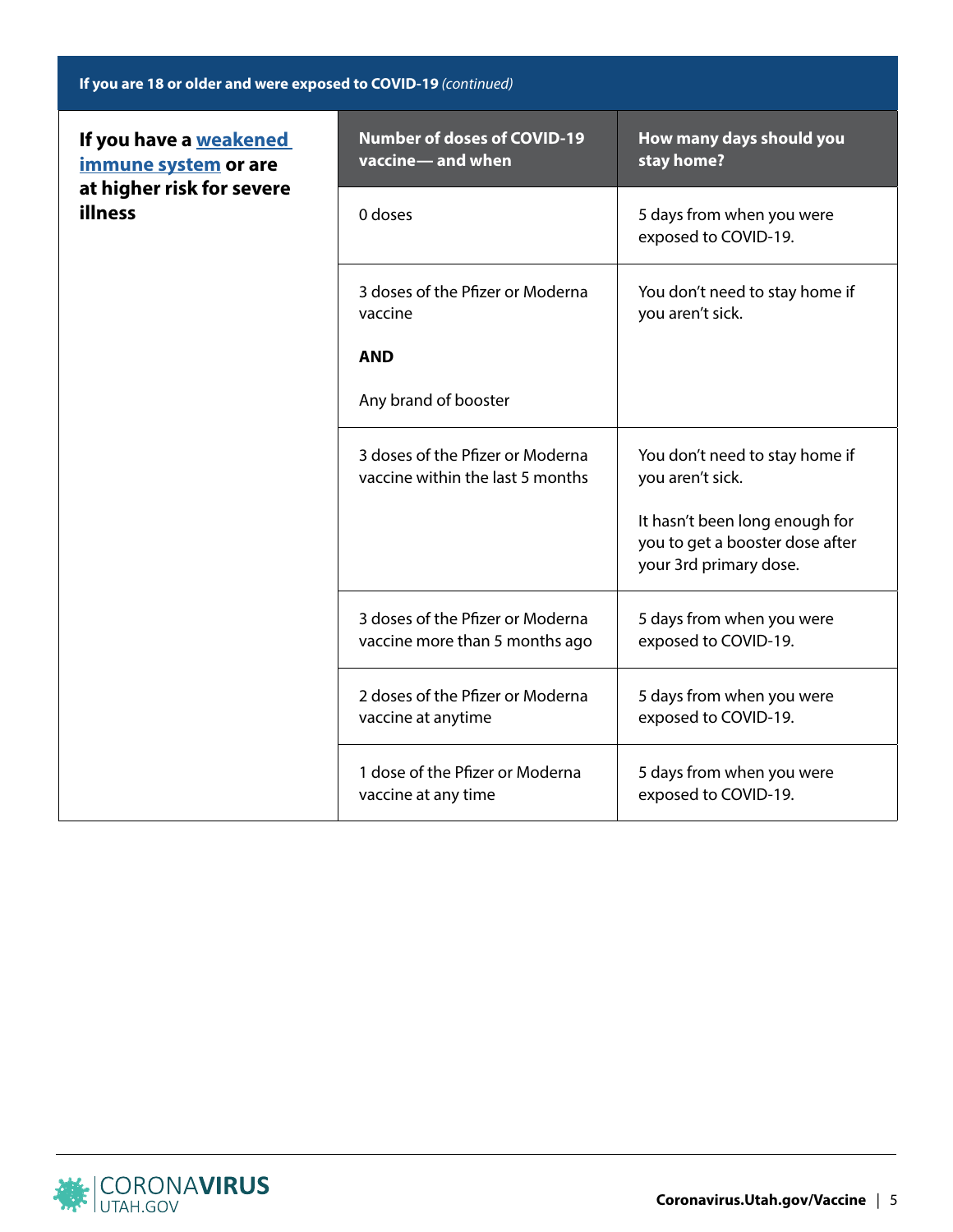**If you are 18 or older and were exposed to COVID-19** *(continued)*

| If you have a weakened immune system or are at higher risk for severe illness | Number of doses of COVID-19 vaccine— and when | How many days should you stay home? |
|---|---|---|
| | 0 doses | 5 days from when you were exposed to COVID-19. |
| | 3 doses of the Pfizer or Moderna vaccine<br><br>**AND**<br><br>Any brand of booster | You don't need to stay home if you aren't sick. |
| | 3 doses of the Pfizer or Moderna vaccine within the last 5 months | You don't need to stay home if you aren't sick.<br><br>It hasn't been long enough for you to get a booster dose after your 3rd primary dose. |
| | 3 doses of the Pfizer or Moderna vaccine more than 5 months ago | 5 days from when you were exposed to COVID-19. |
| | 2 doses of the Pfizer or Moderna vaccine at anytime | 5 days from when you were exposed to COVID-19. |
| | 1 dose of the Pfizer or Moderna vaccine at any time | 5 days from when you were exposed to COVID-19. |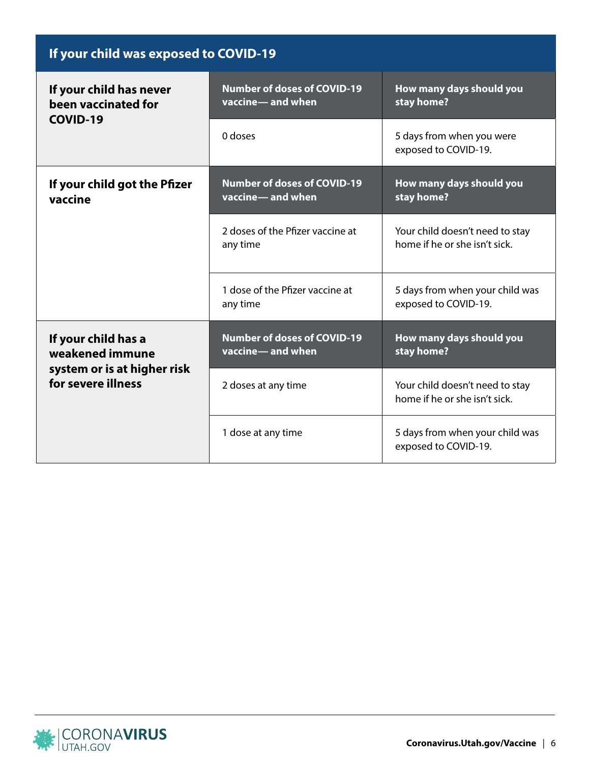## If your child was exposed to COVID-19

| | Number of doses of COVID-19 vaccine— and when | How many days should you stay home? |
|---|---|---|
| **If your child has never been vaccinated for COVID-19** | 0 doses | 5 days from when you were exposed to COVID-19. |
| **If your child got the Pfizer vaccine** | 2 doses of the Pfizer vaccine at any time | Your child doesn't need to stay home if he or she isn't sick. |
| | 1 dose of the Pfizer vaccine at any time | 5 days from when your child was exposed to COVID-19. |
| **If your child has a weakened immune system or is at higher risk for severe illness** | 2 doses at any time | Your child doesn't need to stay home if he or she isn't sick. |
| | 1 dose at any time | 5 days from when your child was exposed to COVID-19. |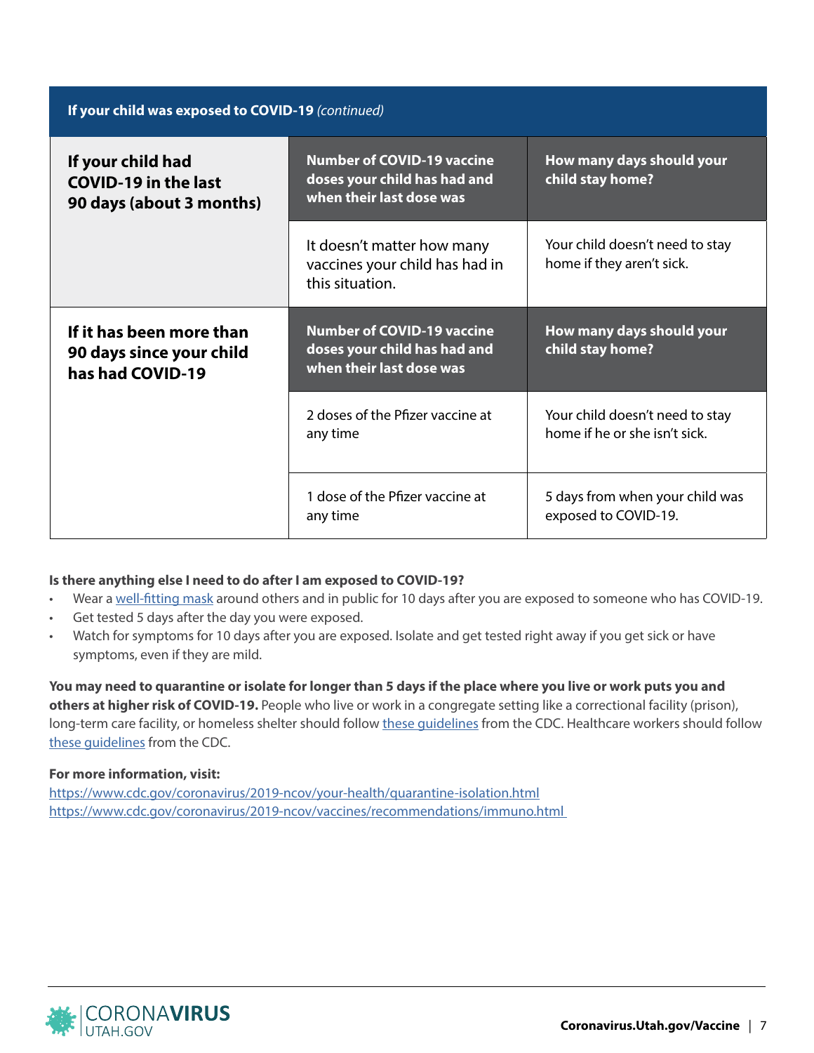**If your child was exposed to COVID-19** *(continued)*

| | | |
|---|---|---|
| **If your child had COVID-19 in the last 90 days (about 3 months)** | **Number of COVID-19 vaccine doses your child has had and when their last dose was** | **How many days should your child stay home?** |
| | It doesn't matter how many vaccines your child has had in this situation. | Your child doesn't need to stay home if they aren't sick. |
| **If it has been more than 90 days since your child has had COVID-19** | **Number of COVID-19 vaccine doses your child has had and when their last dose was** | **How many days should your child stay home?** |
| | 2 doses of the Pfizer vaccine at any time | Your child doesn't need to stay home if he or she isn't sick. |
| | 1 dose of the Pfizer vaccine at any time | 5 days from when your child was exposed to COVID-19. |

**Is there anything else I need to do after I am exposed to COVID-19?**

- Wear a well-fitting mask around others and in public for 10 days after you are exposed to someone who has COVID-19.
- Get tested 5 days after the day you were exposed.
- Watch for symptoms for 10 days after you are exposed. Isolate and get tested right away if you get sick or have symptoms, even if they are mild.

**You may need to quarantine or isolate for longer than 5 days if the place where you live or work puts you and others at higher risk of COVID-19.** People who live or work in a congregate setting like a correctional facility (prison), long-term care facility, or homeless shelter should follow these guidelines from the CDC. Healthcare workers should follow these guidelines from the CDC.

**For more information, visit:**

https://www.cdc.gov/coronavirus/2019-ncov/your-health/quarantine-isolation.html
https://www.cdc.gov/coronavirus/2019-ncov/vaccines/recommendations/immuno.html